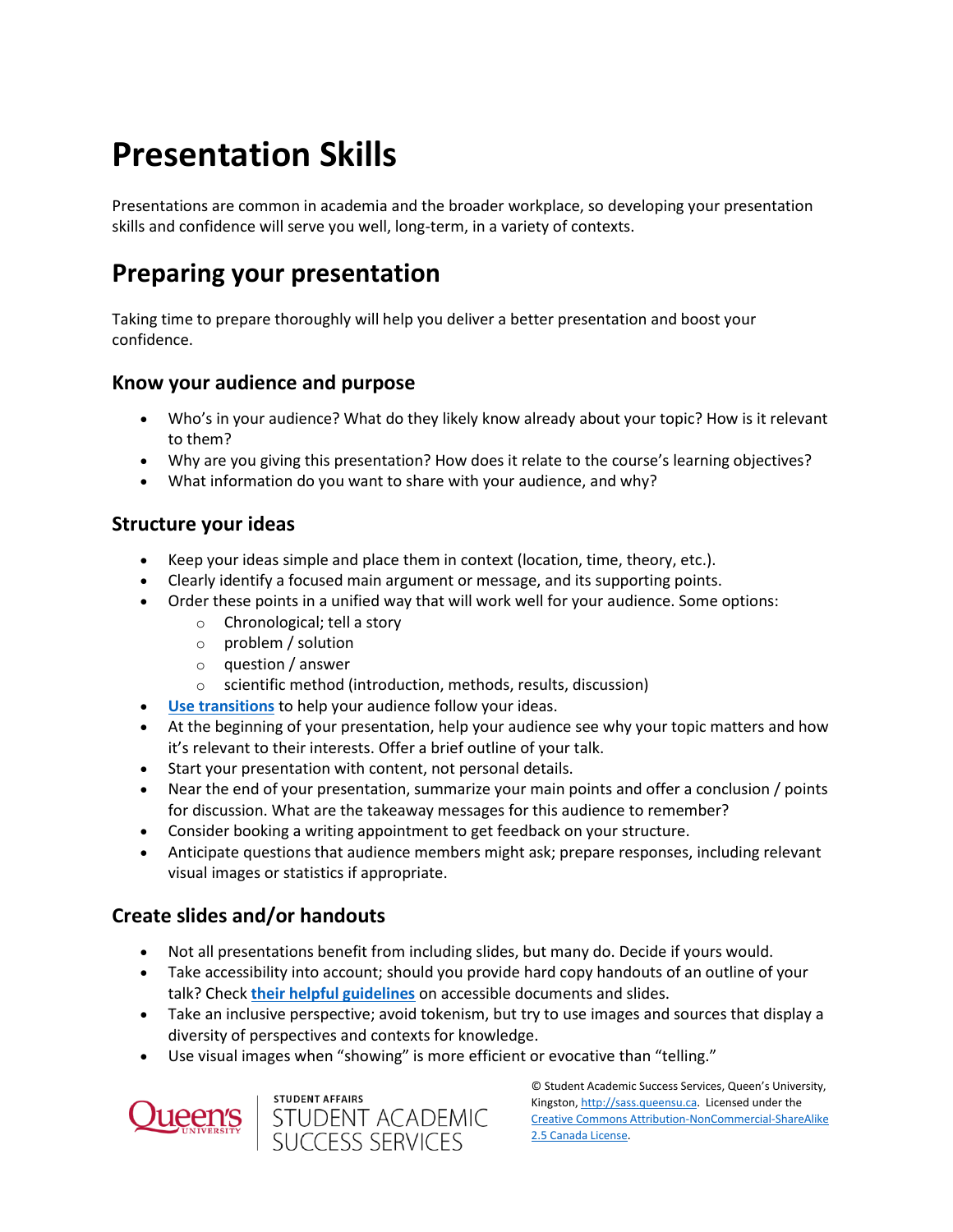# Presentation Skills

Presentations are common in academia and the broader workplace, so developing your presentation skills and confidence will serve you well, long-term, in a variety of contexts.

## Preparing your presentation

Taking time to prepare thoroughly will help you deliver a better presentation and boost your confidence.

### Know your audience and purpose

- Who's in your audience? What do they likely know already about your topic? How is it relevant to them?
- Why are you giving this presentation? How does it relate to the course's learning objectives?
- What information do you want to share with your audience, and why?

### Structure your ideas

- Keep your ideas simple and place them in context (location, time, theory, etc.).
- Clearly identify a focused main argument or message, and its supporting points.
- Order these points in a unified way that will work well for your audience. Some options:
  - Chronological; tell a story
  - problem / solution
  - question / answer
  - scientific method (introduction, methods, results, discussion)
- **Use transitions** to help your audience follow your ideas.
- At the beginning of your presentation, help your audience see why your topic matters and how it's relevant to their interests. Offer a brief outline of your talk.
- Start your presentation with content, not personal details.
- Near the end of your presentation, summarize your main points and offer a conclusion / points for discussion. What are the takeaway messages for this audience to remember?
- Consider booking a writing appointment to get feedback on your structure.
- Anticipate questions that audience members might ask; prepare responses, including relevant visual images or statistics if appropriate.

### Create slides and/or handouts

- Not all presentations benefit from including slides, but many do. Decide if yours would.
- Take accessibility into account; should you provide hard copy handouts of an outline of your talk? Check **their helpful guidelines** on accessible documents and slides.
- Take an inclusive perspective; avoid tokenism, but try to use images and sources that display a diversity of perspectives and contexts for knowledge.
- Use visual images when "showing" is more efficient or evocative than "telling."

© Student Academic Success Services, Queen's University, Kingston, http://sass.queensu.ca. Licensed under the Creative Commons Attribution-NonCommercial-ShareAlike 2.5 Canada License.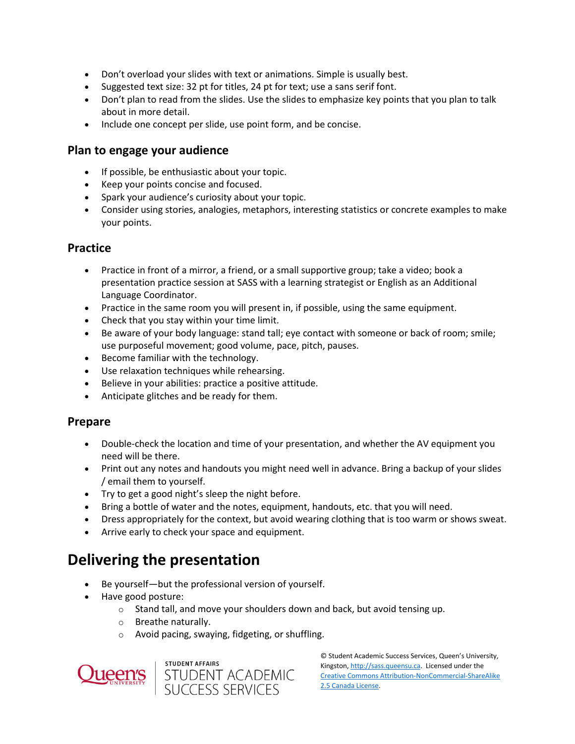- Don't overload your slides with text or animations. Simple is usually best.
- Suggested text size: 32 pt for titles, 24 pt for text; use a sans serif font.
- Don't plan to read from the slides. Use the slides to emphasize key points that you plan to talk about in more detail.
- Include one concept per slide, use point form, and be concise.

### Plan to engage your audience

- If possible, be enthusiastic about your topic.
- Keep your points concise and focused.
- Spark your audience's curiosity about your topic.
- Consider using stories, analogies, metaphors, interesting statistics or concrete examples to make your points.

### Practice

- Practice in front of a mirror, a friend, or a small supportive group; take a video; book a presentation practice session at SASS with a learning strategist or English as an Additional Language Coordinator.
- Practice in the same room you will present in, if possible, using the same equipment.
- Check that you stay within your time limit.
- Be aware of your body language: stand tall; eye contact with someone or back of room; smile; use purposeful movement; good volume, pace, pitch, pauses.
- Become familiar with the technology.
- Use relaxation techniques while rehearsing.
- Believe in your abilities: practice a positive attitude.
- Anticipate glitches and be ready for them.

### Prepare

- Double-check the location and time of your presentation, and whether the AV equipment you need will be there.
- Print out any notes and handouts you might need well in advance. Bring a backup of your slides / email them to yourself.
- Try to get a good night's sleep the night before.
- Bring a bottle of water and the notes, equipment, handouts, etc. that you will need.
- Dress appropriately for the context, but avoid wearing clothing that is too warm or shows sweat.
- Arrive early to check your space and equipment.

## Delivering the presentation

- Be yourself—but the professional version of yourself.
- Have good posture:
    - Stand tall, and move your shoulders down and back, but avoid tensing up.
    - Breathe naturally.
    - Avoid pacing, swaying, fidgeting, or shuffling.

© Student Academic Success Services, Queen's University, Kingston, http://sass.queensu.ca. Licensed under the Creative Commons Attribution-NonCommercial-ShareAlike 2.5 Canada License.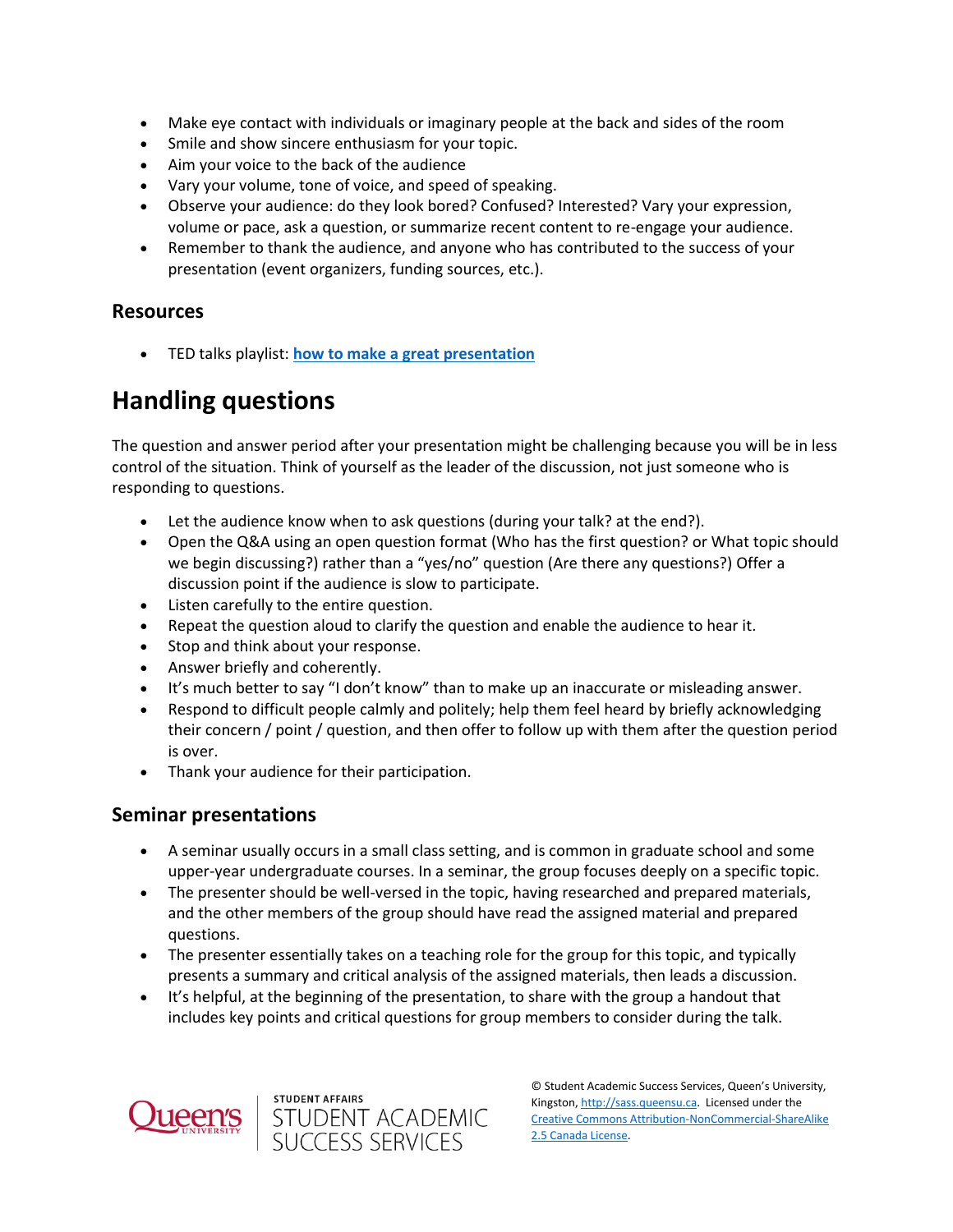- Make eye contact with individuals or imaginary people at the back and sides of the room
- Smile and show sincere enthusiasm for your topic.
- Aim your voice to the back of the audience
- Vary your volume, tone of voice, and speed of speaking.
- Observe your audience: do they look bored? Confused? Interested? Vary your expression, volume or pace, ask a question, or summarize recent content to re-engage your audience.
- Remember to thank the audience, and anyone who has contributed to the success of your presentation (event organizers, funding sources, etc.).

### Resources

- TED talks playlist: **[how to make a great presentation]()**

## Handling questions

The question and answer period after your presentation might be challenging because you will be in less control of the situation. Think of yourself as the leader of the discussion, not just someone who is responding to questions.

- Let the audience know when to ask questions (during your talk? at the end?).
- Open the Q&A using an open question format (Who has the first question? or What topic should we begin discussing?) rather than a "yes/no" question (Are there any questions?) Offer a discussion point if the audience is slow to participate.
- Listen carefully to the entire question.
- Repeat the question aloud to clarify the question and enable the audience to hear it.
- Stop and think about your response.
- Answer briefly and coherently.
- It's much better to say "I don't know" than to make up an inaccurate or misleading answer.
- Respond to difficult people calmly and politely; help them feel heard by briefly acknowledging their concern / point / question, and then offer to follow up with them after the question period is over.
- Thank your audience for their participation.

### Seminar presentations

- A seminar usually occurs in a small class setting, and is common in graduate school and some upper-year undergraduate courses. In a seminar, the group focuses deeply on a specific topic.
- The presenter should be well-versed in the topic, having researched and prepared materials, and the other members of the group should have read the assigned material and prepared questions.
- The presenter essentially takes on a teaching role for the group for this topic, and typically presents a summary and critical analysis of the assigned materials, then leads a discussion.
- It's helpful, at the beginning of the presentation, to share with the group a handout that includes key points and critical questions for group members to consider during the talk.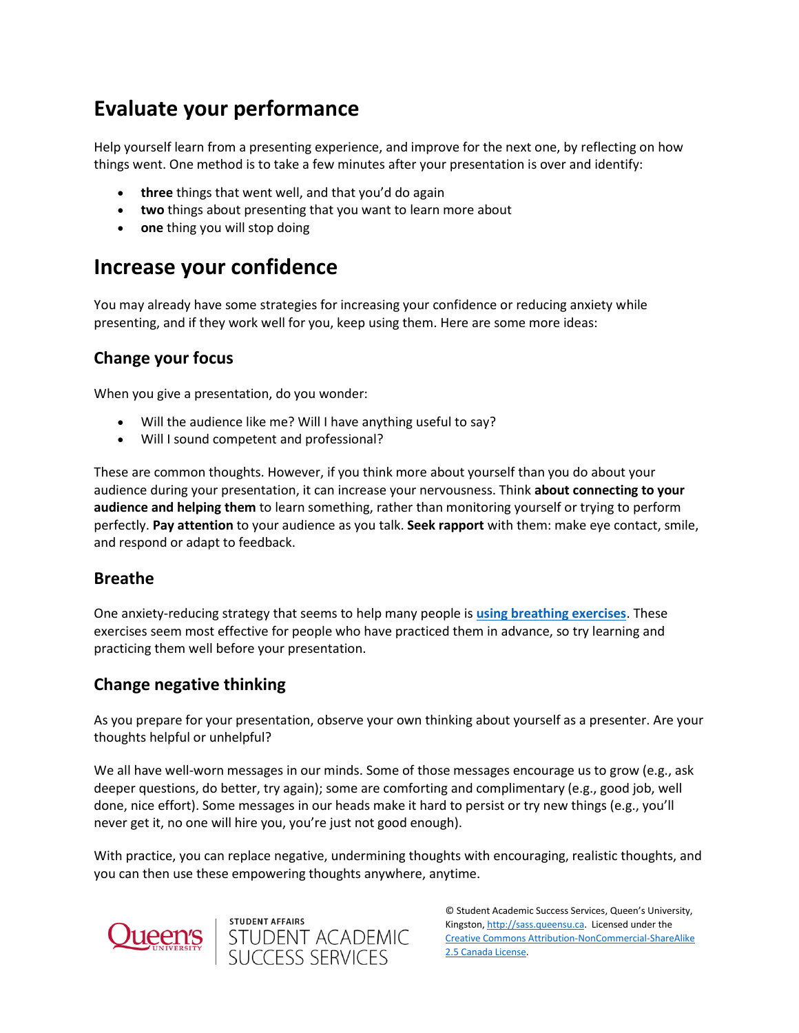## Evaluate your performance

Help yourself learn from a presenting experience, and improve for the next one, by reflecting on how things went. One method is to take a few minutes after your presentation is over and identify:

- **three** things that went well, and that you'd do again
- **two** things about presenting that you want to learn more about
- **one** thing you will stop doing

## Increase your confidence

You may already have some strategies for increasing your confidence or reducing anxiety while presenting, and if they work well for you, keep using them. Here are some more ideas:

### Change your focus

When you give a presentation, do you wonder:

- Will the audience like me? Will I have anything useful to say?
- Will I sound competent and professional?

These are common thoughts. However, if you think more about yourself than you do about your audience during your presentation, it can increase your nervousness. Think **about connecting to your audience and helping them** to learn something, rather than monitoring yourself or trying to perform perfectly. **Pay attention** to your audience as you talk. **Seek rapport** with them: make eye contact, smile, and respond or adapt to feedback.

### Breathe

One anxiety-reducing strategy that seems to help many people is **using breathing exercises**. These exercises seem most effective for people who have practiced them in advance, so try learning and practicing them well before your presentation.

### Change negative thinking

As you prepare for your presentation, observe your own thinking about yourself as a presenter. Are your thoughts helpful or unhelpful?

We all have well-worn messages in our minds. Some of those messages encourage us to grow (e.g., ask deeper questions, do better, try again); some are comforting and complimentary (e.g., good job, well done, nice effort). Some messages in our heads make it hard to persist or try new things (e.g., you'll never get it, no one will hire you, you're just not good enough).

With practice, you can replace negative, undermining thoughts with encouraging, realistic thoughts, and you can then use these empowering thoughts anywhere, anytime.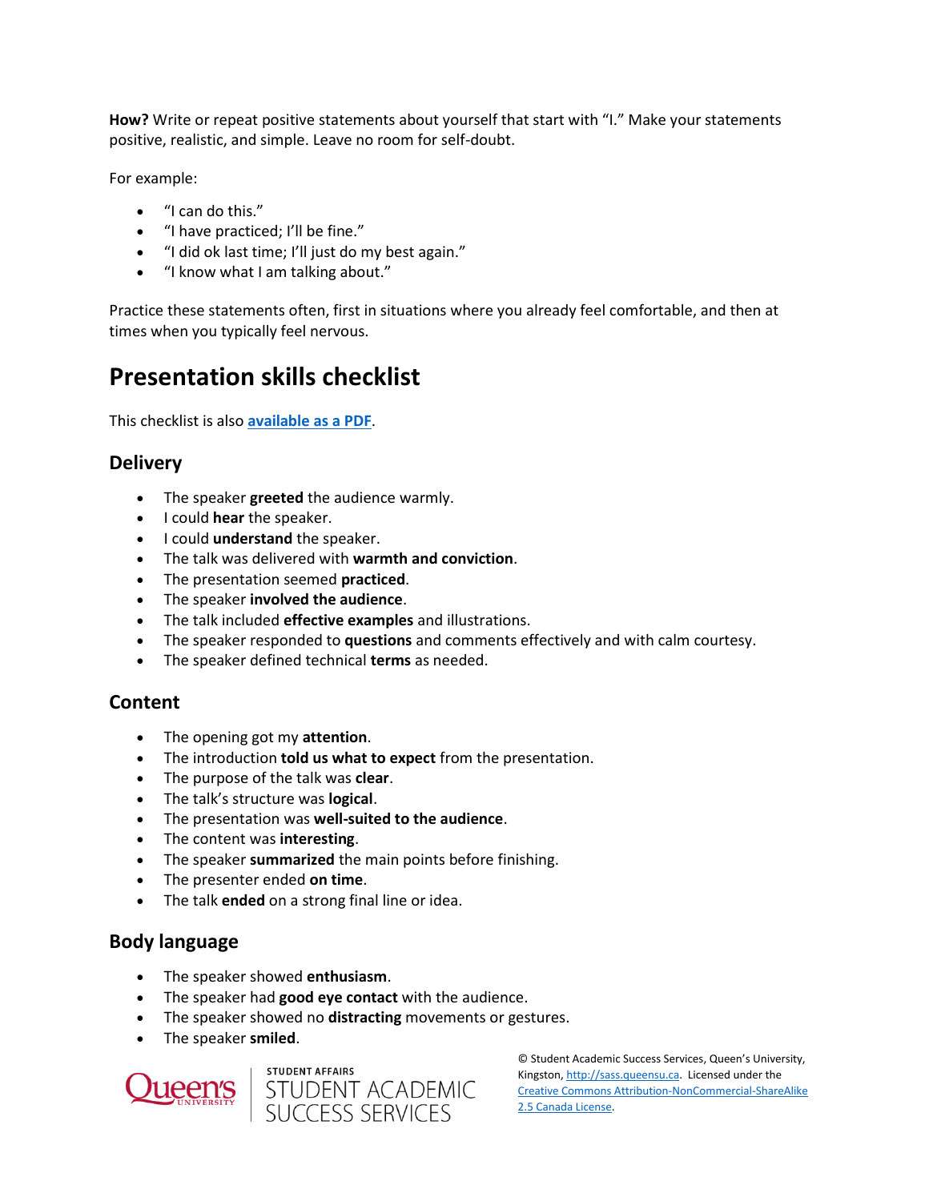**How?** Write or repeat positive statements about yourself that start with "I." Make your statements positive, realistic, and simple. Leave no room for self-doubt.

For example:

- "I can do this."
- "I have practiced; I'll be fine."
- "I did ok last time; I'll just do my best again."
- "I know what I am talking about."

Practice these statements often, first in situations where you already feel comfortable, and then at times when you typically feel nervous.

# Presentation skills checklist

This checklist is also **available as a PDF**.

## Delivery

- The speaker **greeted** the audience warmly.
- I could **hear** the speaker.
- I could **understand** the speaker.
- The talk was delivered with **warmth and conviction**.
- The presentation seemed **practiced**.
- The speaker **involved the audience**.
- The talk included **effective examples** and illustrations.
- The speaker responded to **questions** and comments effectively and with calm courtesy.
- The speaker defined technical **terms** as needed.

## Content

- The opening got my **attention**.
- The introduction **told us what to expect** from the presentation.
- The purpose of the talk was **clear**.
- The talk's structure was **logical**.
- The presentation was **well-suited to the audience**.
- The content was **interesting**.
- The speaker **summarized** the main points before finishing.
- The presenter ended **on time**.
- The talk **ended** on a strong final line or idea.

## Body language

- The speaker showed **enthusiasm**.
- The speaker had **good eye contact** with the audience.
- The speaker showed no **distracting** movements or gestures.
- The speaker **smiled**.

© Student Academic Success Services, Queen's University, Kingston, http://sass.queensu.ca. Licensed under the Creative Commons Attribution-NonCommercial-ShareAlike 2.5 Canada License.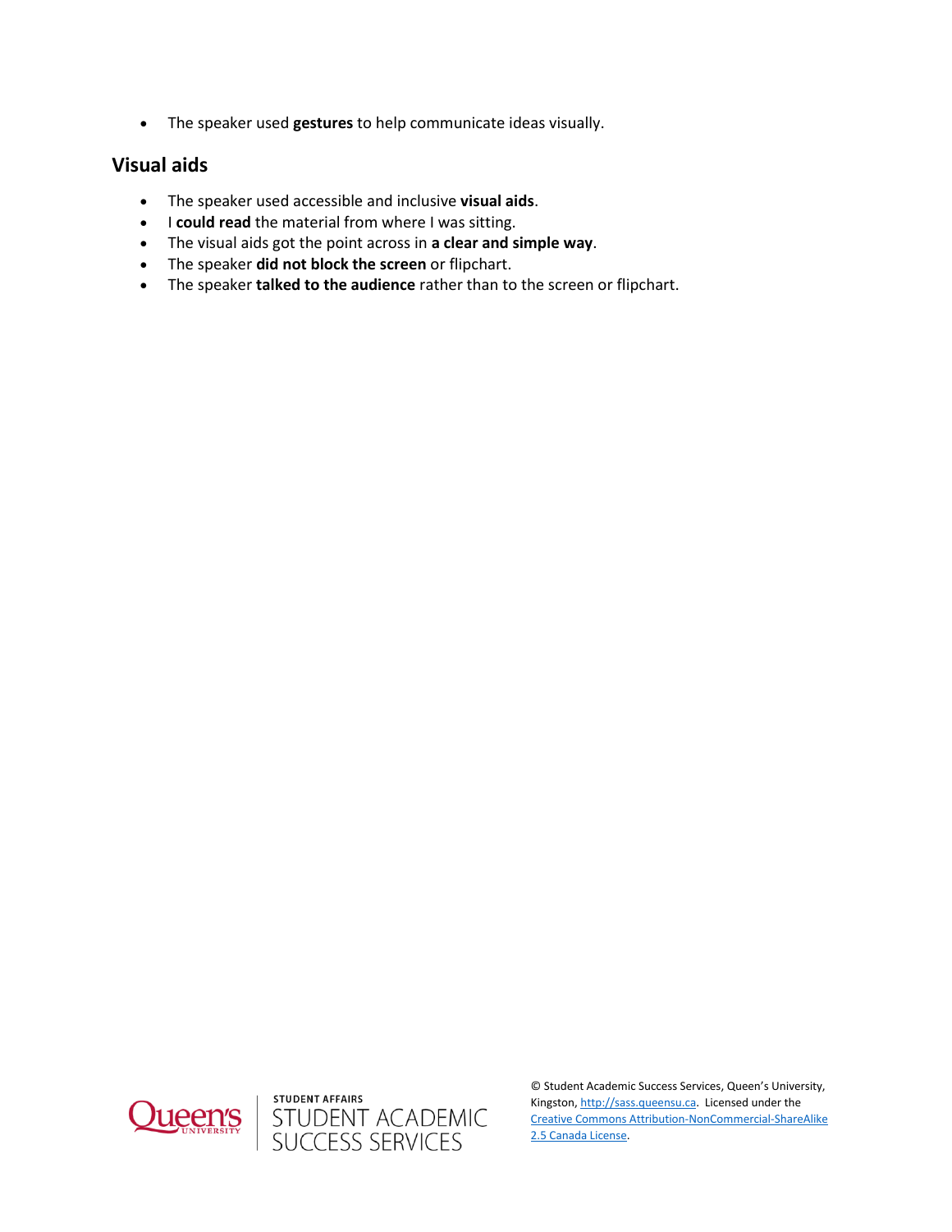- The speaker used **gestures** to help communicate ideas visually.

## Visual aids

- The speaker used accessible and inclusive **visual aids**.
- I **could read** the material from where I was sitting.
- The visual aids got the point across in **a clear and simple way**.
- The speaker **did not block the screen** or flipchart.
- The speaker **talked to the audience** rather than to the screen or flipchart.

Queen's University | STUDENT AFFAIRS STUDENT ACADEMIC SUCCESS SERVICES

© Student Academic Success Services, Queen's University, Kingston, http://sass.queensu.ca. Licensed under the Creative Commons Attribution-NonCommercial-ShareAlike 2.5 Canada License.